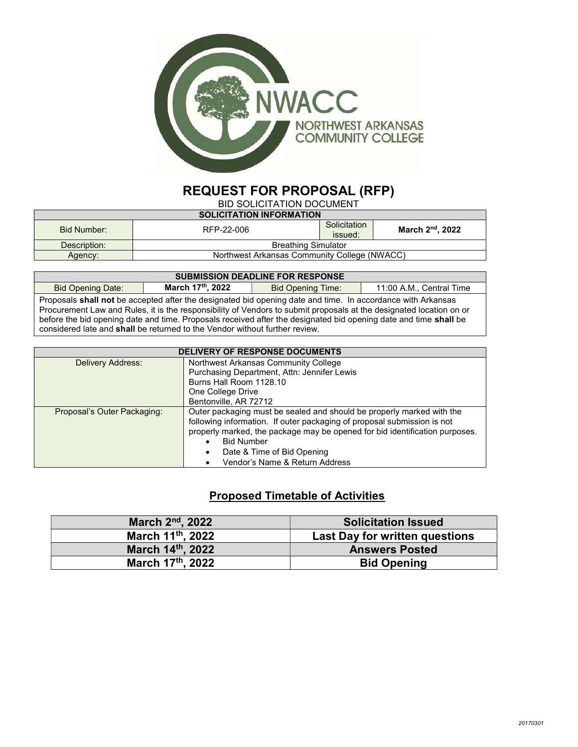# REQUEST FOR PROPOSAL (RFP)

BID SOLICITATION DOCUMENT

| SOLICITATION INFORMATION | | | |
|---|---|---|---|
| Bid Number: | RFP-22-006 | Solicitation issued: | **March 2nd, 2022** |
| Description: | Breathing Simulator | | |
| Agency: | Northwest Arkansas Community College (NWACC) | | |

| SUBMISSION DEADLINE FOR RESPONSE | | | |
|---|---|---|---|
| Bid Opening Date: | **March 17th, 2022** | Bid Opening Time: | 11:00 A.M., Central Time |

Proposals **shall not** be accepted after the designated bid opening date and time. In accordance with Arkansas Procurement Law and Rules, it is the responsibility of Vendors to submit proposals at the designated location on or before the bid opening date and time. Proposals received after the designated bid opening date and time **shall** be considered late and **shall** be returned to the Vendor without further review.

| DELIVERY OF RESPONSE DOCUMENTS | |
|---|---|
| Delivery Address: | Northwest Arkansas Community College<br>Purchasing Department, Attn: Jennifer Lewis<br>Burns Hall Room 1128.10<br>One College Drive<br>Bentonville, AR 72712 |
| Proposal's Outer Packaging: | Outer packaging must be sealed and should be properly marked with the following information. If outer packaging of proposal submission is not properly marked, the package may be opened for bid identification purposes.<br>• Bid Number<br>• Date & Time of Bid Opening<br>• Vendor's Name & Return Address |

## Proposed Timetable of Activities

| | |
|---|---|
| **March 2nd, 2022** | **Solicitation Issued** |
| **March 11th, 2022** | **Last Day for written questions** |
| **March 14th, 2022** | **Answers Posted** |
| **March 17th, 2022** | **Bid Opening** |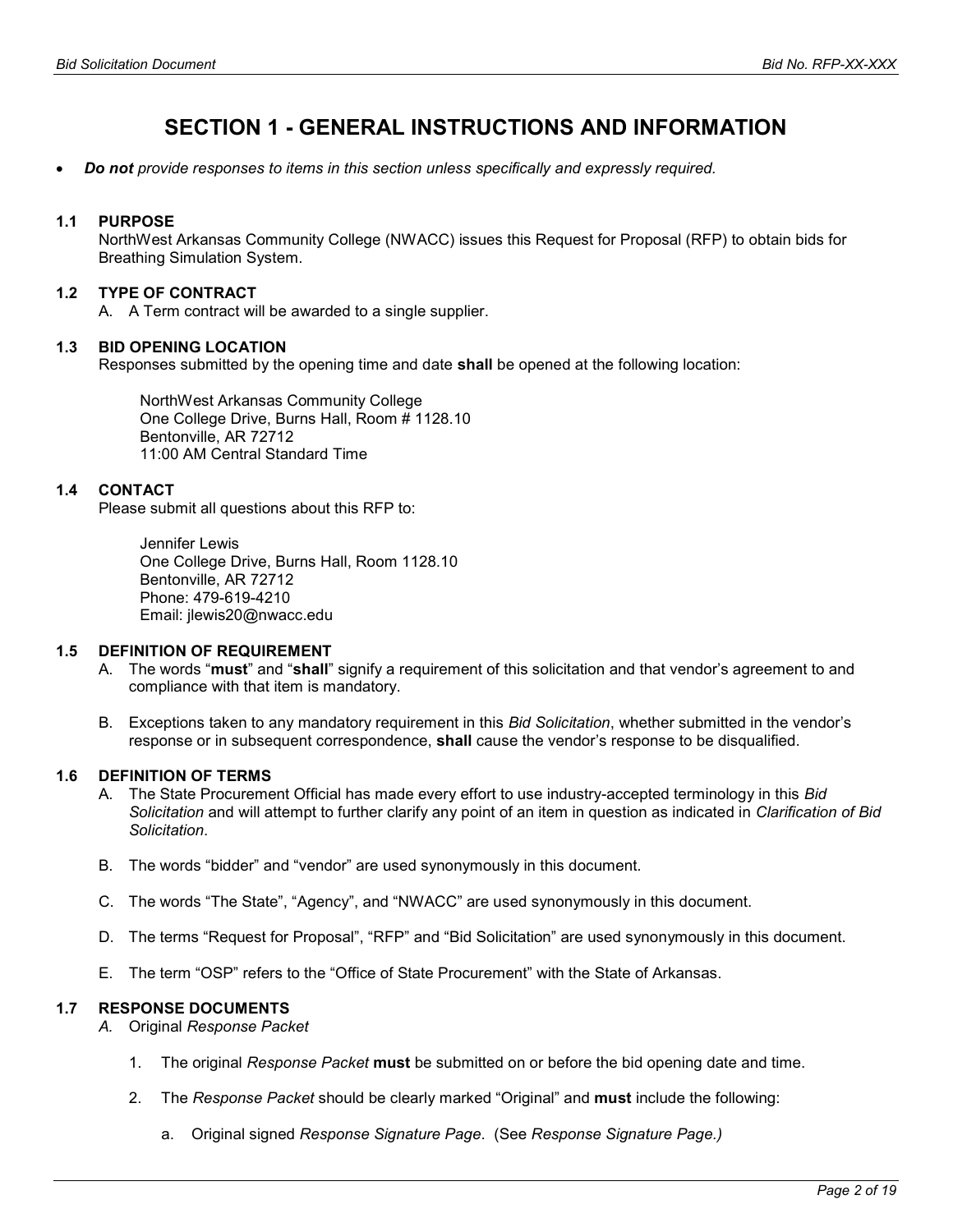# SECTION 1 - GENERAL INSTRUCTIONS AND INFORMATION

- ***Do not*** *provide responses to items in this section unless specifically and expressly required.*

### 1.1 PURPOSE

NorthWest Arkansas Community College (NWACC) issues this Request for Proposal (RFP) to obtain bids for Breathing Simulation System.

### 1.2 TYPE OF CONTRACT

A. A Term contract will be awarded to a single supplier.

### 1.3 BID OPENING LOCATION

Responses submitted by the opening time and date **shall** be opened at the following location:

NorthWest Arkansas Community College
One College Drive, Burns Hall, Room # 1128.10
Bentonville, AR 72712
11:00 AM Central Standard Time

### 1.4 CONTACT

Please submit all questions about this RFP to:

Jennifer Lewis
One College Drive, Burns Hall, Room 1128.10
Bentonville, AR 72712
Phone: 479-619-4210
Email: jlewis20@nwacc.edu

### 1.5 DEFINITION OF REQUIREMENT

A. The words "**must**" and "**shall**" signify a requirement of this solicitation and that vendor's agreement to and compliance with that item is mandatory.

B. Exceptions taken to any mandatory requirement in this *Bid Solicitation*, whether submitted in the vendor's response or in subsequent correspondence, **shall** cause the vendor's response to be disqualified.

### 1.6 DEFINITION OF TERMS

A. The State Procurement Official has made every effort to use industry-accepted terminology in this *Bid Solicitation* and will attempt to further clarify any point of an item in question as indicated in *Clarification of Bid Solicitation*.

B. The words "bidder" and "vendor" are used synonymously in this document.

C. The words "The State", "Agency", and "NWACC" are used synonymously in this document.

D. The terms "Request for Proposal", "RFP" and "Bid Solicitation" are used synonymously in this document.

E. The term "OSP" refers to the "Office of State Procurement" with the State of Arkansas.

### 1.7 RESPONSE DOCUMENTS

*A.* Original *Response Packet*

1. The original *Response Packet* **must** be submitted on or before the bid opening date and time.

2. The *Response Packet* should be clearly marked "Original" and **must** include the following:

   a. Original signed *Response Signature Page*. (See *Response Signature Page.)*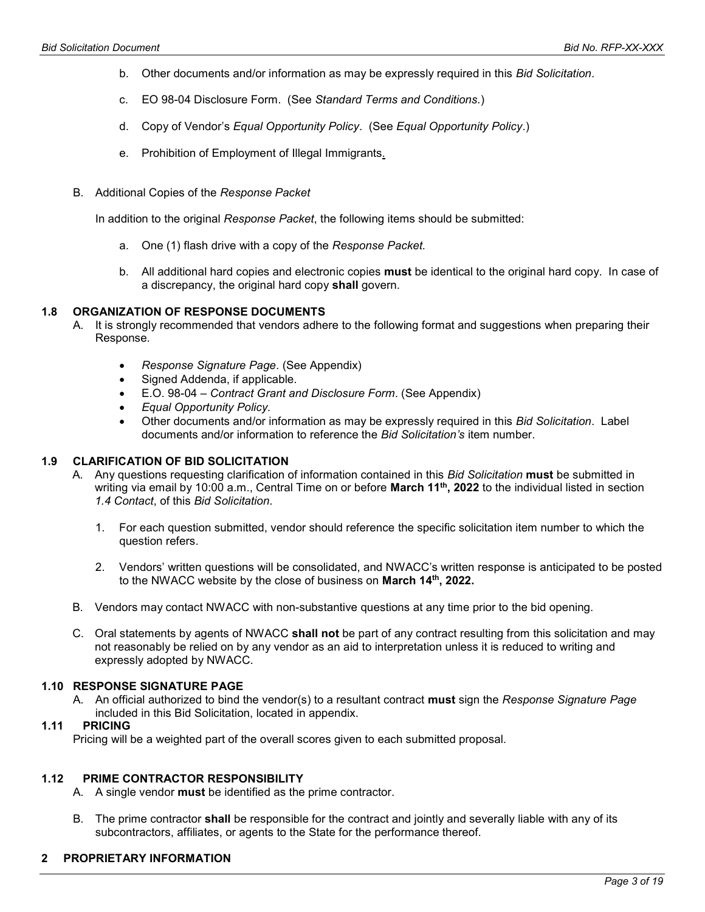b. Other documents and/or information as may be expressly required in this *Bid Solicitation*.

c. EO 98-04 Disclosure Form. (See *Standard Terms and Conditions.*)

d. Copy of Vendor's *Equal Opportunity Policy*. (See *Equal Opportunity Policy*.)

e. Prohibition of Employment of Illegal Immigrants.

B. Additional Copies of the *Response Packet*

In addition to the original *Response Packet*, the following items should be submitted:

a. One (1) flash drive with a copy of the *Response Packet.*

b. All additional hard copies and electronic copies **must** be identical to the original hard copy. In case of a discrepancy, the original hard copy **shall** govern.

### 1.8 ORGANIZATION OF RESPONSE DOCUMENTS

A. It is strongly recommended that vendors adhere to the following format and suggestions when preparing their Response.

- *Response Signature Page*. (See Appendix)
- Signed Addenda, if applicable.
- E.O. 98-04 – *Contract Grant and Disclosure Form*. (See Appendix)
- *Equal Opportunity Policy*.
- Other documents and/or information as may be expressly required in this *Bid Solicitation*. Label documents and/or information to reference the *Bid Solicitation's* item number.

### 1.9 CLARIFICATION OF BID SOLICITATION

A. Any questions requesting clarification of information contained in this *Bid Solicitation* **must** be submitted in writing via email by 10:00 a.m., Central Time on or before **March 11th, 2022** to the individual listed in section *1.4 Contact*, of this *Bid Solicitation*.

1. For each question submitted, vendor should reference the specific solicitation item number to which the question refers.

2. Vendors' written questions will be consolidated, and NWACC's written response is anticipated to be posted to the NWACC website by the close of business on **March 14th, 2022.**

B. Vendors may contact NWACC with non-substantive questions at any time prior to the bid opening.

C. Oral statements by agents of NWACC **shall not** be part of any contract resulting from this solicitation and may not reasonably be relied on by any vendor as an aid to interpretation unless it is reduced to writing and expressly adopted by NWACC.

### 1.10 RESPONSE SIGNATURE PAGE

A. An official authorized to bind the vendor(s) to a resultant contract **must** sign the *Response Signature Page* included in this Bid Solicitation, located in appendix.

### 1.11 PRICING

Pricing will be a weighted part of the overall scores given to each submitted proposal.

### 1.12 PRIME CONTRACTOR RESPONSIBILITY

A. A single vendor **must** be identified as the prime contractor.

B. The prime contractor **shall** be responsible for the contract and jointly and severally liable with any of its subcontractors, affiliates, or agents to the State for the performance thereof.

## 2 PROPRIETARY INFORMATION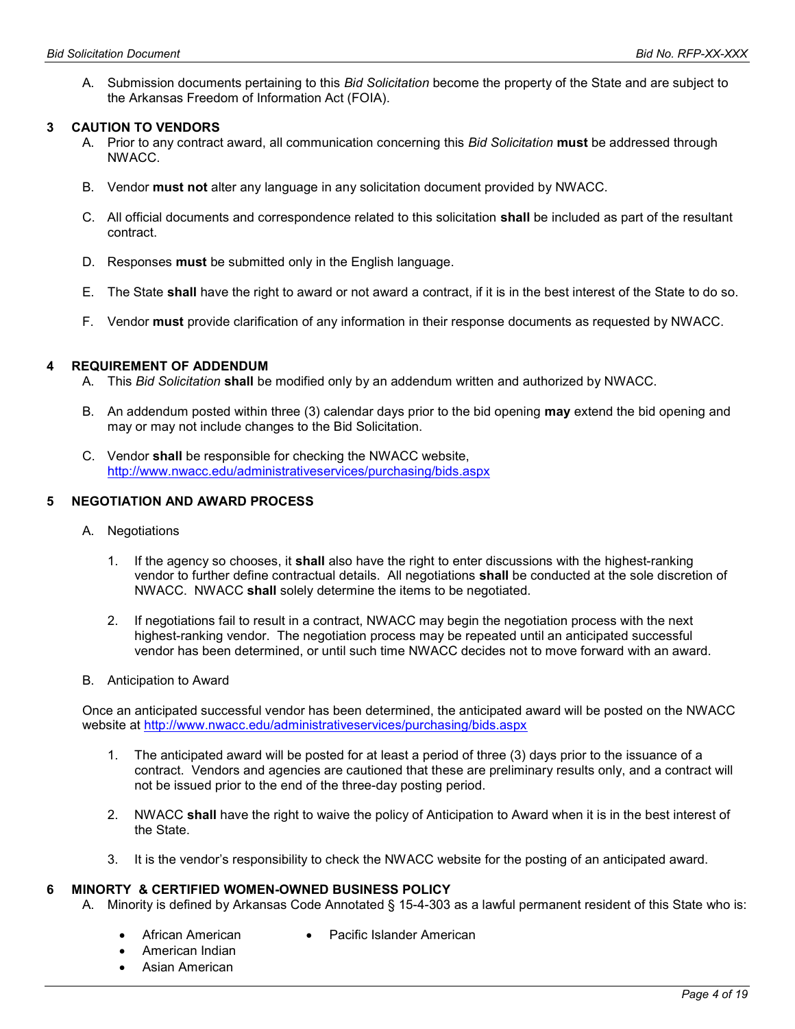A. Submission documents pertaining to this *Bid Solicitation* become the property of the State and are subject to the Arkansas Freedom of Information Act (FOIA).

## 3 CAUTION TO VENDORS

A. Prior to any contract award, all communication concerning this *Bid Solicitation* **must** be addressed through NWACC.

B. Vendor **must not** alter any language in any solicitation document provided by NWACC.

C. All official documents and correspondence related to this solicitation **shall** be included as part of the resultant contract.

D. Responses **must** be submitted only in the English language.

E. The State **shall** have the right to award or not award a contract, if it is in the best interest of the State to do so.

F. Vendor **must** provide clarification of any information in their response documents as requested by NWACC.

## 4 REQUIREMENT OF ADDENDUM

A. This *Bid Solicitation* **shall** be modified only by an addendum written and authorized by NWACC.

B. An addendum posted within three (3) calendar days prior to the bid opening **may** extend the bid opening and may or may not include changes to the Bid Solicitation.

C. Vendor **shall** be responsible for checking the NWACC website, http://www.nwacc.edu/administrativeservices/purchasing/bids.aspx

## 5 NEGOTIATION AND AWARD PROCESS

A. Negotiations

1. If the agency so chooses, it **shall** also have the right to enter discussions with the highest-ranking vendor to further define contractual details. All negotiations **shall** be conducted at the sole discretion of NWACC. NWACC **shall** solely determine the items to be negotiated.

2. If negotiations fail to result in a contract, NWACC may begin the negotiation process with the next highest-ranking vendor. The negotiation process may be repeated until an anticipated successful vendor has been determined, or until such time NWACC decides not to move forward with an award.

B. Anticipation to Award

Once an anticipated successful vendor has been determined, the anticipated award will be posted on the NWACC website at http://www.nwacc.edu/administrativeservices/purchasing/bids.aspx

1. The anticipated award will be posted for at least a period of three (3) days prior to the issuance of a contract. Vendors and agencies are cautioned that these are preliminary results only, and a contract will not be issued prior to the end of the three-day posting period.

2. NWACC **shall** have the right to waive the policy of Anticipation to Award when it is in the best interest of the State.

3. It is the vendor's responsibility to check the NWACC website for the posting of an anticipated award.

## 6 MINORITY & CERTIFIED WOMEN-OWNED BUSINESS POLICY

A. Minority is defined by Arkansas Code Annotated § 15-4-303 as a lawful permanent resident of this State who is:

- African American
- American Indian
- Asian American
- Pacific Islander American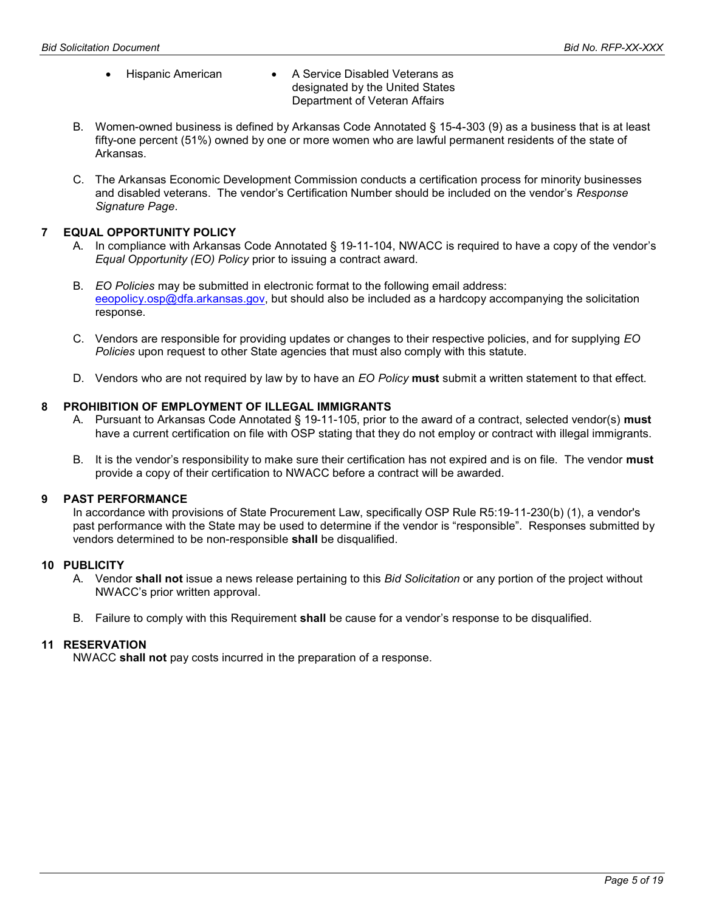- Hispanic American
- A Service Disabled Veterans as designated by the United States Department of Veteran Affairs

B. Women-owned business is defined by Arkansas Code Annotated § 15-4-303 (9) as a business that is at least fifty-one percent (51%) owned by one or more women who are lawful permanent residents of the state of Arkansas.

C. The Arkansas Economic Development Commission conducts a certification process for minority businesses and disabled veterans. The vendor's Certification Number should be included on the vendor's *Response Signature Page*.

## 7 EQUAL OPPORTUNITY POLICY

A. In compliance with Arkansas Code Annotated § 19-11-104, NWACC is required to have a copy of the vendor's *Equal Opportunity (EO) Policy* prior to issuing a contract award.

B. *EO Policies* may be submitted in electronic format to the following email address: eeopolicy.osp@dfa.arkansas.gov, but should also be included as a hardcopy accompanying the solicitation response.

C. Vendors are responsible for providing updates or changes to their respective policies, and for supplying *EO Policies* upon request to other State agencies that must also comply with this statute.

D. Vendors who are not required by law by to have an *EO Policy* **must** submit a written statement to that effect.

## 8 PROHIBITION OF EMPLOYMENT OF ILLEGAL IMMIGRANTS

A. Pursuant to Arkansas Code Annotated § 19-11-105, prior to the award of a contract, selected vendor(s) **must** have a current certification on file with OSP stating that they do not employ or contract with illegal immigrants.

B. It is the vendor's responsibility to make sure their certification has not expired and is on file. The vendor **must** provide a copy of their certification to NWACC before a contract will be awarded.

## 9 PAST PERFORMANCE

In accordance with provisions of State Procurement Law, specifically OSP Rule R5:19-11-230(b) (1), a vendor's past performance with the State may be used to determine if the vendor is "responsible". Responses submitted by vendors determined to be non-responsible **shall** be disqualified.

## 10 PUBLICITY

A. Vendor **shall not** issue a news release pertaining to this *Bid Solicitation* or any portion of the project without NWACC's prior written approval.

B. Failure to comply with this Requirement **shall** be cause for a vendor's response to be disqualified.

## 11 RESERVATION

NWACC **shall not** pay costs incurred in the preparation of a response.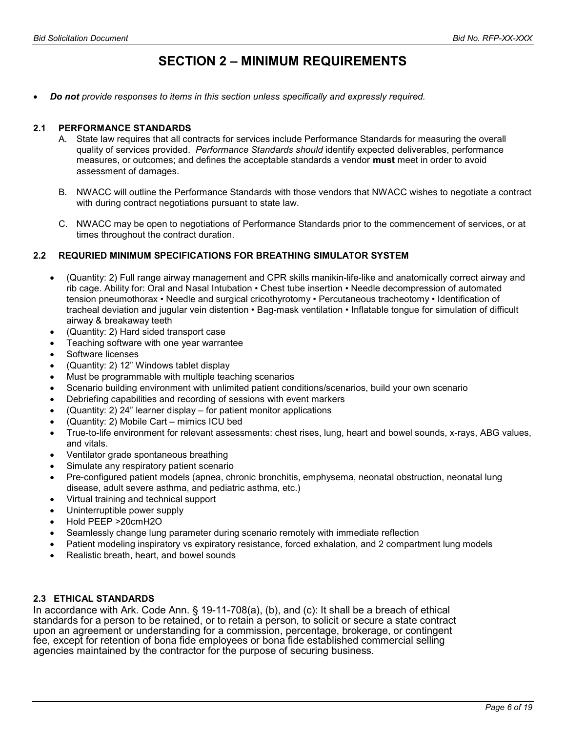# SECTION 2 – MINIMUM REQUIREMENTS

- ***Do not** provide responses to items in this section unless specifically and expressly required.*

### 2.1 PERFORMANCE STANDARDS

A. State law requires that all contracts for services include Performance Standards for measuring the overall quality of services provided. *Performance Standards should* identify expected deliverables, performance measures, or outcomes; and defines the acceptable standards a vendor **must** meet in order to avoid assessment of damages.

B. NWACC will outline the Performance Standards with those vendors that NWACC wishes to negotiate a contract with during contract negotiations pursuant to state law.

C. NWACC may be open to negotiations of Performance Standards prior to the commencement of services, or at times throughout the contract duration.

### 2.2 REQURIED MINIMUM SPECIFICATIONS FOR BREATHING SIMULATOR SYSTEM

- (Quantity: 2) Full range airway management and CPR skills manikin-life-like and anatomically correct airway and rib cage. Ability for: Oral and Nasal Intubation • Chest tube insertion • Needle decompression of automated tension pneumothorax • Needle and surgical cricothyrotomy • Percutaneous tracheotomy • Identification of tracheal deviation and jugular vein distention • Bag-mask ventilation • Inflatable tongue for simulation of difficult airway & breakaway teeth
- (Quantity: 2) Hard sided transport case
- Teaching software with one year warrantee
- Software licenses
- (Quantity: 2) 12" Windows tablet display
- Must be programmable with multiple teaching scenarios
- Scenario building environment with unlimited patient conditions/scenarios, build your own scenario
- Debriefing capabilities and recording of sessions with event markers
- (Quantity: 2) 24" learner display – for patient monitor applications
- (Quantity: 2) Mobile Cart – mimics ICU bed
- True-to-life environment for relevant assessments: chest rises, lung, heart and bowel sounds, x-rays, ABG values, and vitals.
- Ventilator grade spontaneous breathing
- Simulate any respiratory patient scenario
- Pre-configured patient models (apnea, chronic bronchitis, emphysema, neonatal obstruction, neonatal lung disease, adult severe asthma, and pediatric asthma, etc.)
- Virtual training and technical support
- Uninterruptible power supply
- Hold PEEP >20cm$H_2O$
- Seamlessly change lung parameter during scenario remotely with immediate reflection
- Patient modeling inspiratory vs expiratory resistance, forced exhalation, and 2 compartment lung models
- Realistic breath, heart, and bowel sounds

### 2.3 ETHICAL STANDARDS

In accordance with Ark. Code Ann. § 19-11-708(a), (b), and (c): It shall be a breach of ethical standards for a person to be retained, or to retain a person, to solicit or secure a state contract upon an agreement or understanding for a commission, percentage, brokerage, or contingent fee, except for retention of bona fide employees or bona fide established commercial selling agencies maintained by the contractor for the purpose of securing business.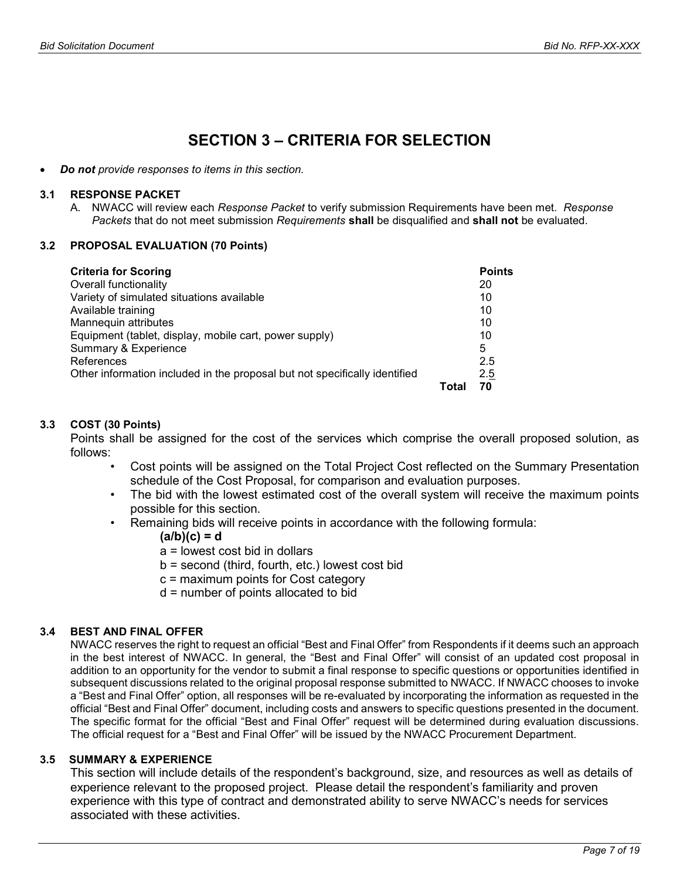# SECTION 3 – CRITERIA FOR SELECTION

- ***Do not** provide responses to items in this section.*

### 3.1 RESPONSE PACKET

A. NWACC will review each *Response Packet* to verify submission Requirements have been met. *Response Packets* that do not meet submission *Requirements* **shall** be disqualified and **shall not** be evaluated.

### 3.2 PROPOSAL EVALUATION (70 Points)

| Criteria for Scoring | Points |
|---|---|
| Overall functionality | 20 |
| Variety of simulated situations available | 10 |
| Available training | 10 |
| Mannequin attributes | 10 |
| Equipment (tablet, display, mobile cart, power supply) | 10 |
| Summary & Experience | 5 |
| References | 2.5 |
| Other information included in the proposal but not specifically identified | 2.5 |
| **Total** | **70** |

### 3.3 COST (30 Points)

Points shall be assigned for the cost of the services which comprise the overall proposed solution, as follows:

- Cost points will be assigned on the Total Project Cost reflected on the Summary Presentation schedule of the Cost Proposal, for comparison and evaluation purposes.
- The bid with the lowest estimated cost of the overall system will receive the maximum points possible for this section.
- Remaining bids will receive points in accordance with the following formula:

  $(a/b)(c) = d$

  a = lowest cost bid in dollars
  b = second (third, fourth, etc.) lowest cost bid
  c = maximum points for Cost category
  d = number of points allocated to bid

### 3.4 BEST AND FINAL OFFER

NWACC reserves the right to request an official "Best and Final Offer" from Respondents if it deems such an approach in the best interest of NWACC. In general, the "Best and Final Offer" will consist of an updated cost proposal in addition to an opportunity for the vendor to submit a final response to specific questions or opportunities identified in subsequent discussions related to the original proposal response submitted to NWACC. If NWACC chooses to invoke a "Best and Final Offer" option, all responses will be re-evaluated by incorporating the information as requested in the official "Best and Final Offer" document, including costs and answers to specific questions presented in the document. The specific format for the official "Best and Final Offer" request will be determined during evaluation discussions. The official request for a "Best and Final Offer" will be issued by the NWACC Procurement Department.

### 3.5 SUMMARY & EXPERIENCE

This section will include details of the respondent's background, size, and resources as well as details of experience relevant to the proposed project. Please detail the respondent's familiarity and proven experience with this type of contract and demonstrated ability to serve NWACC's needs for services associated with these activities.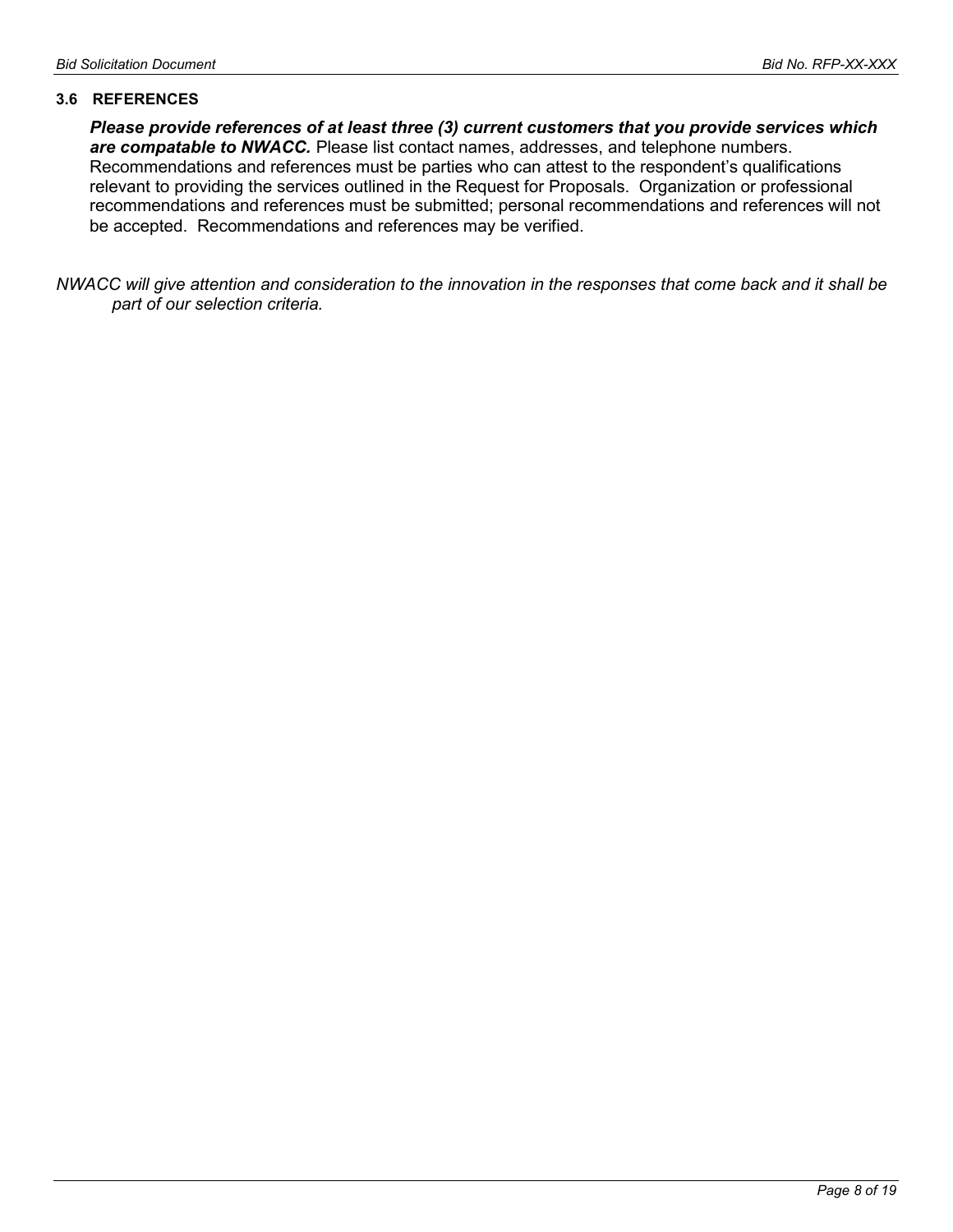### 3.6 REFERENCES

***Please provide references of at least three (3) current customers that you provide services which are compatable to NWACC.*** Please list contact names, addresses, and telephone numbers. Recommendations and references must be parties who can attest to the respondent's qualifications relevant to providing the services outlined in the Request for Proposals. Organization or professional recommendations and references must be submitted; personal recommendations and references will not be accepted. Recommendations and references may be verified.

*NWACC will give attention and consideration to the innovation in the responses that come back and it shall be part of our selection criteria.*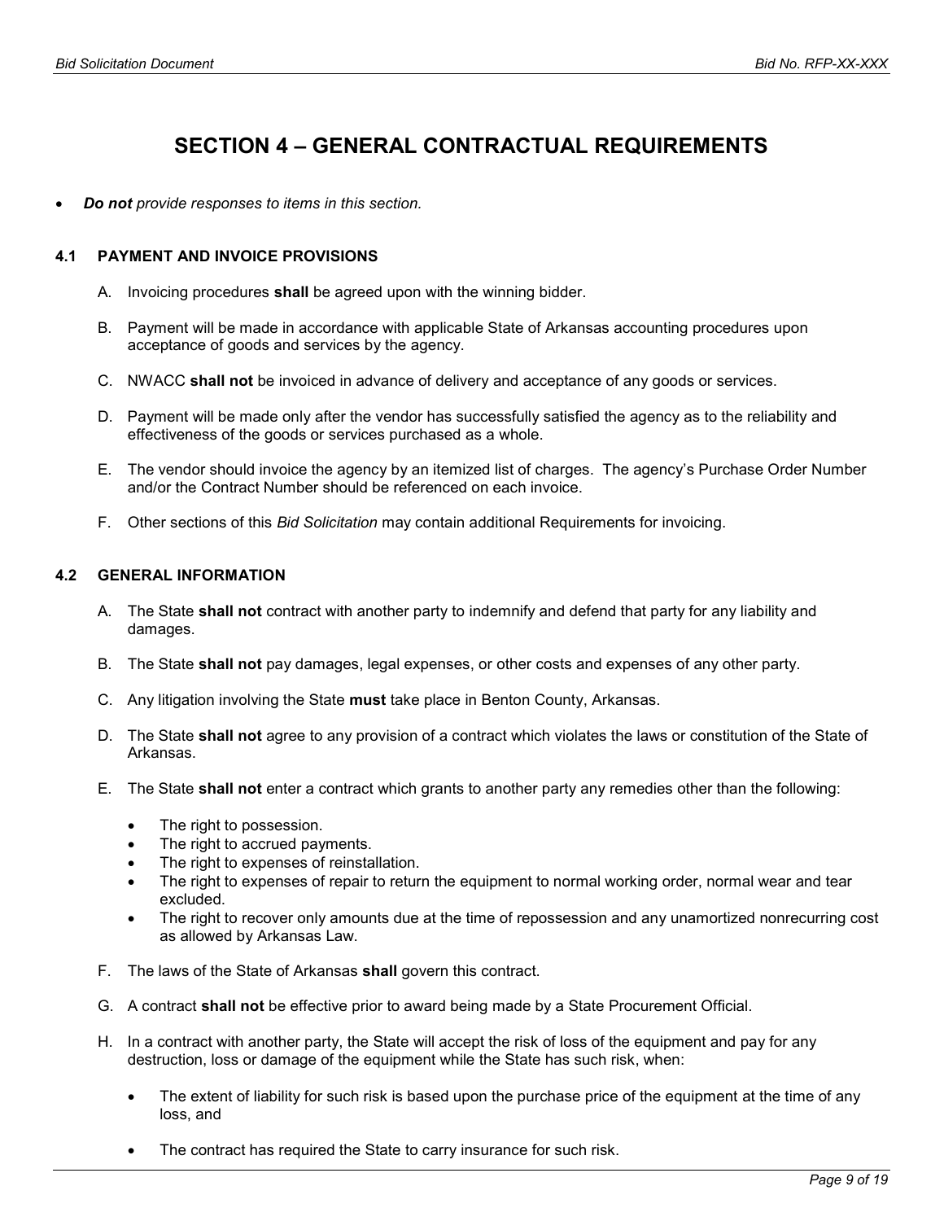# SECTION 4 – GENERAL CONTRACTUAL REQUIREMENTS

- ***Do not** provide responses to items in this section.*

## 4.1 PAYMENT AND INVOICE PROVISIONS

A. Invoicing procedures **shall** be agreed upon with the winning bidder.

B. Payment will be made in accordance with applicable State of Arkansas accounting procedures upon acceptance of goods and services by the agency.

C. NWACC **shall not** be invoiced in advance of delivery and acceptance of any goods or services.

D. Payment will be made only after the vendor has successfully satisfied the agency as to the reliability and effectiveness of the goods or services purchased as a whole.

E. The vendor should invoice the agency by an itemized list of charges. The agency's Purchase Order Number and/or the Contract Number should be referenced on each invoice.

F. Other sections of this *Bid Solicitation* may contain additional Requirements for invoicing.

## 4.2 GENERAL INFORMATION

A. The State **shall not** contract with another party to indemnify and defend that party for any liability and damages.

B. The State **shall not** pay damages, legal expenses, or other costs and expenses of any other party.

C. Any litigation involving the State **must** take place in Benton County, Arkansas.

D. The State **shall not** agree to any provision of a contract which violates the laws or constitution of the State of Arkansas.

E. The State **shall not** enter a contract which grants to another party any remedies other than the following:

- The right to possession.
- The right to accrued payments.
- The right to expenses of reinstallation.
- The right to expenses of repair to return the equipment to normal working order, normal wear and tear excluded.
- The right to recover only amounts due at the time of repossession and any unamortized nonrecurring cost as allowed by Arkansas Law.

F. The laws of the State of Arkansas **shall** govern this contract.

G. A contract **shall not** be effective prior to award being made by a State Procurement Official.

H. In a contract with another party, the State will accept the risk of loss of the equipment and pay for any destruction, loss or damage of the equipment while the State has such risk, when:

- The extent of liability for such risk is based upon the purchase price of the equipment at the time of any loss, and
- The contract has required the State to carry insurance for such risk.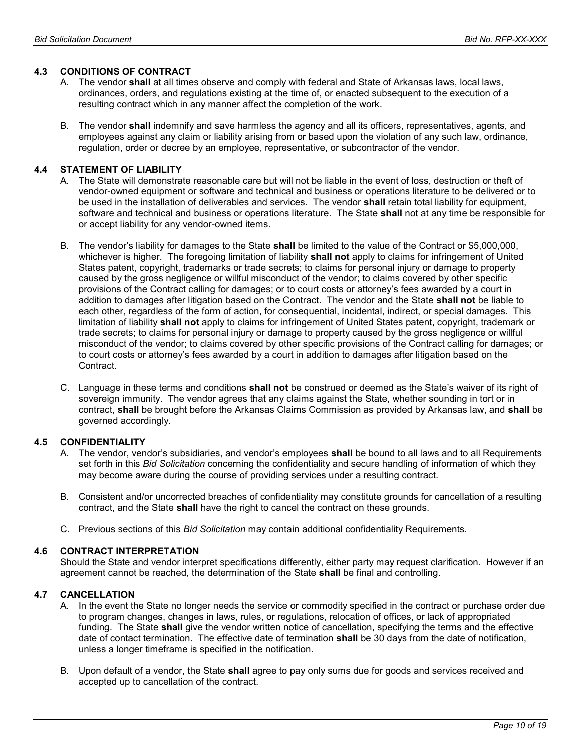### 4.3 CONDITIONS OF CONTRACT

A. The vendor **shall** at all times observe and comply with federal and State of Arkansas laws, local laws, ordinances, orders, and regulations existing at the time of, or enacted subsequent to the execution of a resulting contract which in any manner affect the completion of the work.

B. The vendor **shall** indemnify and save harmless the agency and all its officers, representatives, agents, and employees against any claim or liability arising from or based upon the violation of any such law, ordinance, regulation, order or decree by an employee, representative, or subcontractor of the vendor.

### 4.4 STATEMENT OF LIABILITY

A. The State will demonstrate reasonable care but will not be liable in the event of loss, destruction or theft of vendor-owned equipment or software and technical and business or operations literature to be delivered or to be used in the installation of deliverables and services. The vendor **shall** retain total liability for equipment, software and technical and business or operations literature. The State **shall** not at any time be responsible for or accept liability for any vendor-owned items.

B. The vendor's liability for damages to the State **shall** be limited to the value of the Contract or $5,000,000, whichever is higher. The foregoing limitation of liability **shall not** apply to claims for infringement of United States patent, copyright, trademarks or trade secrets; to claims for personal injury or damage to property caused by the gross negligence or willful misconduct of the vendor; to claims covered by other specific provisions of the Contract calling for damages; or to court costs or attorney's fees awarded by a court in addition to damages after litigation based on the Contract. The vendor and the State **shall not** be liable to each other, regardless of the form of action, for consequential, incidental, indirect, or special damages. This limitation of liability **shall not** apply to claims for infringement of United States patent, copyright, trademark or trade secrets; to claims for personal injury or damage to property caused by the gross negligence or willful misconduct of the vendor; to claims covered by other specific provisions of the Contract calling for damages; or to court costs or attorney's fees awarded by a court in addition to damages after litigation based on the Contract.

C. Language in these terms and conditions **shall not** be construed or deemed as the State's waiver of its right of sovereign immunity. The vendor agrees that any claims against the State, whether sounding in tort or in contract, **shall** be brought before the Arkansas Claims Commission as provided by Arkansas law, and **shall** be governed accordingly.

### 4.5 CONFIDENTIALITY

A. The vendor, vendor's subsidiaries, and vendor's employees **shall** be bound to all laws and to all Requirements set forth in this *Bid Solicitation* concerning the confidentiality and secure handling of information of which they may become aware during the course of providing services under a resulting contract.

B. Consistent and/or uncorrected breaches of confidentiality may constitute grounds for cancellation of a resulting contract, and the State **shall** have the right to cancel the contract on these grounds.

C. Previous sections of this *Bid Solicitation* may contain additional confidentiality Requirements.

### 4.6 CONTRACT INTERPRETATION

Should the State and vendor interpret specifications differently, either party may request clarification. However if an agreement cannot be reached, the determination of the State **shall** be final and controlling.

### 4.7 CANCELLATION

A. In the event the State no longer needs the service or commodity specified in the contract or purchase order due to program changes, changes in laws, rules, or regulations, relocation of offices, or lack of appropriated funding. The State **shall** give the vendor written notice of cancellation, specifying the terms and the effective date of contact termination. The effective date of termination **shall** be 30 days from the date of notification, unless a longer timeframe is specified in the notification.

B. Upon default of a vendor, the State **shall** agree to pay only sums due for goods and services received and accepted up to cancellation of the contract.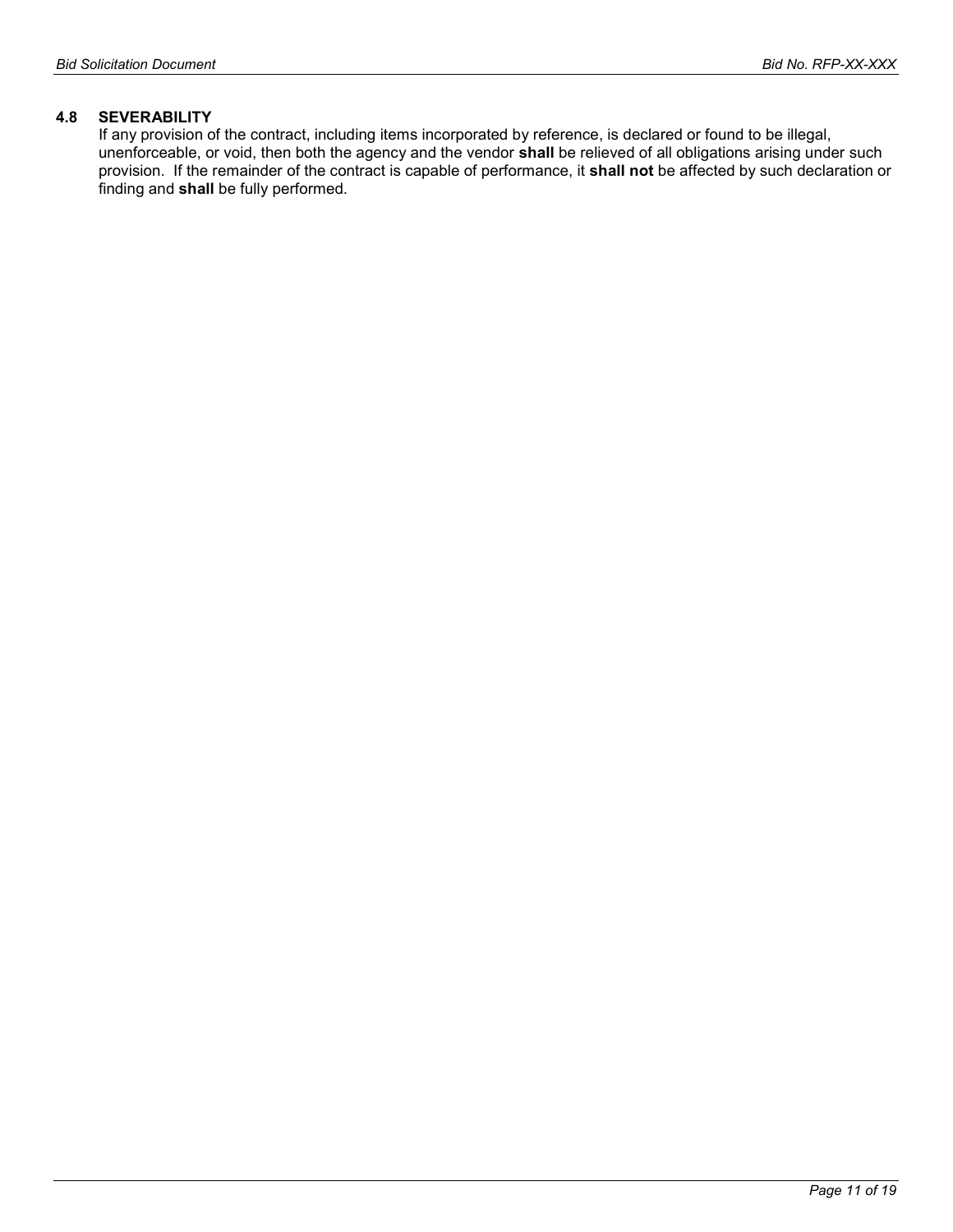### 4.8 SEVERABILITY

If any provision of the contract, including items incorporated by reference, is declared or found to be illegal, unenforceable, or void, then both the agency and the vendor **shall** be relieved of all obligations arising under such provision. If the remainder of the contract is capable of performance, it **shall not** be affected by such declaration or finding and **shall** be fully performed.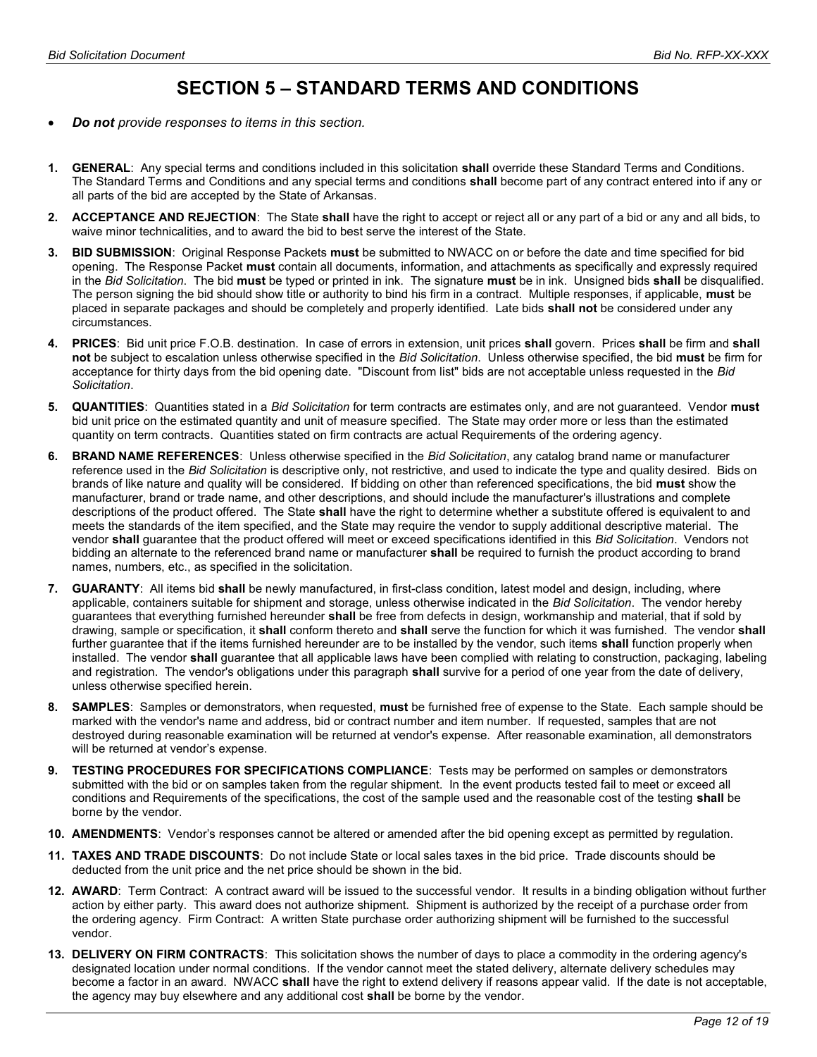# SECTION 5 – STANDARD TERMS AND CONDITIONS

- ***Do not*** *provide responses to items in this section.*

1. **GENERAL**: Any special terms and conditions included in this solicitation **shall** override these Standard Terms and Conditions. The Standard Terms and Conditions and any special terms and conditions **shall** become part of any contract entered into if any or all parts of the bid are accepted by the State of Arkansas.

2. **ACCEPTANCE AND REJECTION**: The State **shall** have the right to accept or reject all or any part of a bid or any and all bids, to waive minor technicalities, and to award the bid to best serve the interest of the State.

3. **BID SUBMISSION**: Original Response Packets **must** be submitted to NWACC on or before the date and time specified for bid opening. The Response Packet **must** contain all documents, information, and attachments as specifically and expressly required in the *Bid Solicitation*. The bid **must** be typed or printed in ink. The signature **must** be in ink. Unsigned bids **shall** be disqualified. The person signing the bid should show title or authority to bind his firm in a contract. Multiple responses, if applicable, **must** be placed in separate packages and should be completely and properly identified. Late bids **shall not** be considered under any circumstances.

4. **PRICES**: Bid unit price F.O.B. destination. In case of errors in extension, unit prices **shall** govern. Prices **shall** be firm and **shall not** be subject to escalation unless otherwise specified in the *Bid Solicitation*. Unless otherwise specified, the bid **must** be firm for acceptance for thirty days from the bid opening date. "Discount from list" bids are not acceptable unless requested in the *Bid Solicitation*.

5. **QUANTITIES**: Quantities stated in a *Bid Solicitation* for term contracts are estimates only, and are not guaranteed. Vendor **must** bid unit price on the estimated quantity and unit of measure specified. The State may order more or less than the estimated quantity on term contracts. Quantities stated on firm contracts are actual Requirements of the ordering agency.

6. **BRAND NAME REFERENCES**: Unless otherwise specified in the *Bid Solicitation*, any catalog brand name or manufacturer reference used in the *Bid Solicitation* is descriptive only, not restrictive, and used to indicate the type and quality desired. Bids on brands of like nature and quality will be considered. If bidding on other than referenced specifications, the bid **must** show the manufacturer, brand or trade name, and other descriptions, and should include the manufacturer's illustrations and complete descriptions of the product offered. The State **shall** have the right to determine whether a substitute offered is equivalent to and meets the standards of the item specified, and the State may require the vendor to supply additional descriptive material. The vendor **shall** guarantee that the product offered will meet or exceed specifications identified in this *Bid Solicitation*. Vendors not bidding an alternate to the referenced brand name or manufacturer **shall** be required to furnish the product according to brand names, numbers, etc., as specified in the solicitation.

7. **GUARANTY**: All items bid **shall** be newly manufactured, in first-class condition, latest model and design, including, where applicable, containers suitable for shipment and storage, unless otherwise indicated in the *Bid Solicitation*. The vendor hereby guarantees that everything furnished hereunder **shall** be free from defects in design, workmanship and material, that if sold by drawing, sample or specification, it **shall** conform thereto and **shall** serve the function for which it was furnished. The vendor **shall** further guarantee that if the items furnished hereunder are to be installed by the vendor, such items **shall** function properly when installed. The vendor **shall** guarantee that all applicable laws have been complied with relating to construction, packaging, labeling and registration. The vendor's obligations under this paragraph **shall** survive for a period of one year from the date of delivery, unless otherwise specified herein.

8. **SAMPLES**: Samples or demonstrators, when requested, **must** be furnished free of expense to the State. Each sample should be marked with the vendor's name and address, bid or contract number and item number. If requested, samples that are not destroyed during reasonable examination will be returned at vendor's expense. After reasonable examination, all demonstrators will be returned at vendor's expense.

9. **TESTING PROCEDURES FOR SPECIFICATIONS COMPLIANCE**: Tests may be performed on samples or demonstrators submitted with the bid or on samples taken from the regular shipment. In the event products tested fail to meet or exceed all conditions and Requirements of the specifications, the cost of the sample used and the reasonable cost of the testing **shall** be borne by the vendor.

10. **AMENDMENTS**: Vendor's responses cannot be altered or amended after the bid opening except as permitted by regulation.

11. **TAXES AND TRADE DISCOUNTS**: Do not include State or local sales taxes in the bid price. Trade discounts should be deducted from the unit price and the net price should be shown in the bid.

12. **AWARD**: Term Contract: A contract award will be issued to the successful vendor. It results in a binding obligation without further action by either party. This award does not authorize shipment. Shipment is authorized by the receipt of a purchase order from the ordering agency. Firm Contract: A written State purchase order authorizing shipment will be furnished to the successful vendor.

13. **DELIVERY ON FIRM CONTRACTS**: This solicitation shows the number of days to place a commodity in the ordering agency's designated location under normal conditions. If the vendor cannot meet the stated delivery, alternate delivery schedules may become a factor in an award. NWACC **shall** have the right to extend delivery if reasons appear valid. If the date is not acceptable, the agency may buy elsewhere and any additional cost **shall** be borne by the vendor.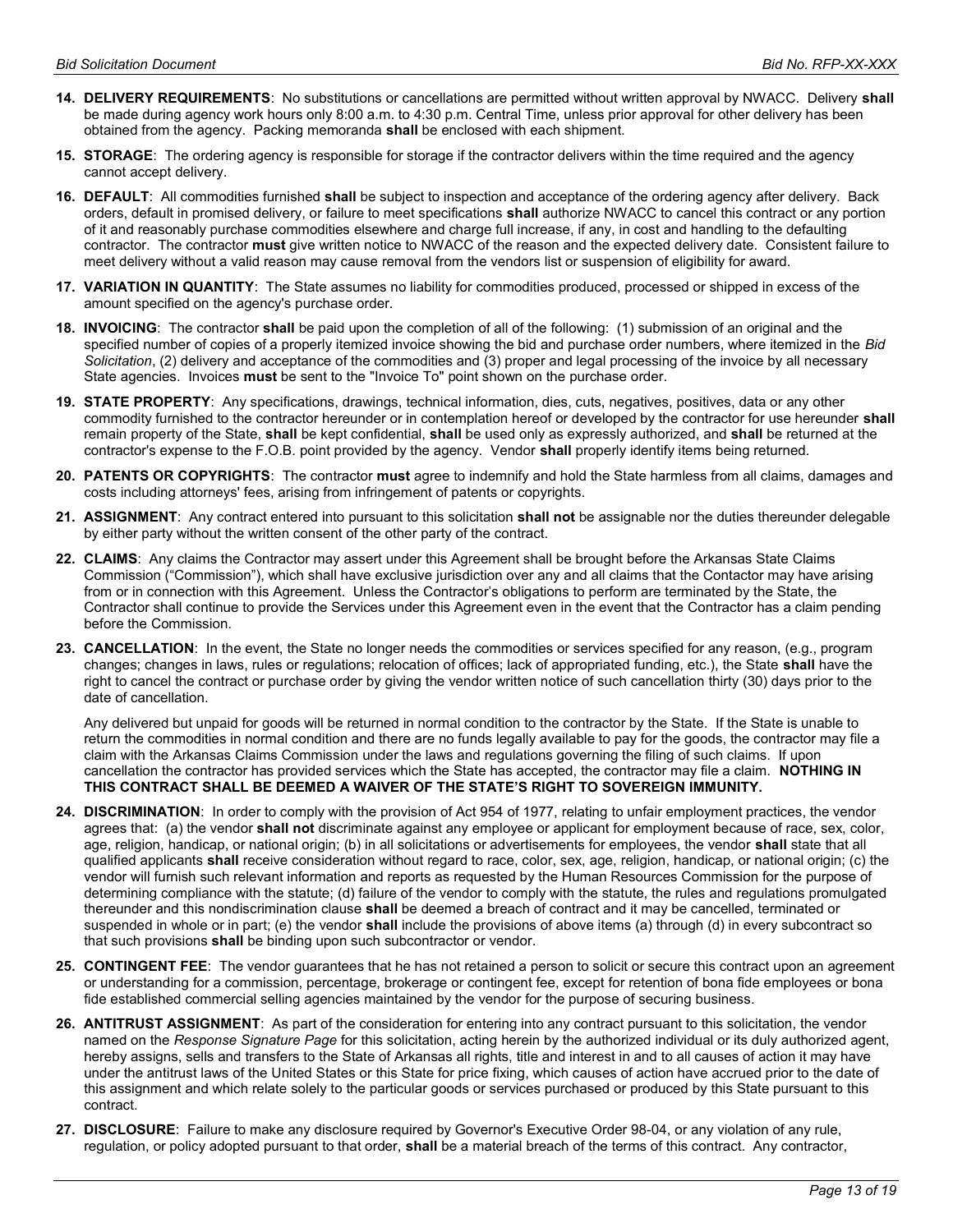14. **DELIVERY REQUIREMENTS**: No substitutions or cancellations are permitted without written approval by NWACC. Delivery **shall** be made during agency work hours only 8:00 a.m. to 4:30 p.m. Central Time, unless prior approval for other delivery has been obtained from the agency. Packing memoranda **shall** be enclosed with each shipment.

15. **STORAGE**: The ordering agency is responsible for storage if the contractor delivers within the time required and the agency cannot accept delivery.

16. **DEFAULT**: All commodities furnished **shall** be subject to inspection and acceptance of the ordering agency after delivery. Back orders, default in promised delivery, or failure to meet specifications **shall** authorize NWACC to cancel this contract or any portion of it and reasonably purchase commodities elsewhere and charge full increase, if any, in cost and handling to the defaulting contractor. The contractor **must** give written notice to NWACC of the reason and the expected delivery date. Consistent failure to meet delivery without a valid reason may cause removal from the vendors list or suspension of eligibility for award.

17. **VARIATION IN QUANTITY**: The State assumes no liability for commodities produced, processed or shipped in excess of the amount specified on the agency's purchase order.

18. **INVOICING**: The contractor **shall** be paid upon the completion of all of the following: (1) submission of an original and the specified number of copies of a properly itemized invoice showing the bid and purchase order numbers, where itemized in the *Bid Solicitation*, (2) delivery and acceptance of the commodities and (3) proper and legal processing of the invoice by all necessary State agencies. Invoices **must** be sent to the "Invoice To" point shown on the purchase order.

19. **STATE PROPERTY**: Any specifications, drawings, technical information, dies, cuts, negatives, positives, data or any other commodity furnished to the contractor hereunder or in contemplation hereof or developed by the contractor for use hereunder **shall** remain property of the State, **shall** be kept confidential, **shall** be used only as expressly authorized, and **shall** be returned at the contractor's expense to the F.O.B. point provided by the agency. Vendor **shall** properly identify items being returned.

20. **PATENTS OR COPYRIGHTS**: The contractor **must** agree to indemnify and hold the State harmless from all claims, damages and costs including attorneys' fees, arising from infringement of patents or copyrights.

21. **ASSIGNMENT**: Any contract entered into pursuant to this solicitation **shall not** be assignable nor the duties thereunder delegable by either party without the written consent of the other party of the contract.

22. **CLAIMS**: Any claims the Contractor may assert under this Agreement shall be brought before the Arkansas State Claims Commission ("Commission"), which shall have exclusive jurisdiction over any and all claims that the Contactor may have arising from or in connection with this Agreement. Unless the Contractor's obligations to perform are terminated by the State, the Contractor shall continue to provide the Services under this Agreement even in the event that the Contractor has a claim pending before the Commission.

23. **CANCELLATION**: In the event, the State no longer needs the commodities or services specified for any reason, (e.g., program changes; changes in laws, rules or regulations; relocation of offices; lack of appropriated funding, etc.), the State **shall** have the right to cancel the contract or purchase order by giving the vendor written notice of such cancellation thirty (30) days prior to the date of cancellation.

    Any delivered but unpaid for goods will be returned in normal condition to the contractor by the State. If the State is unable to return the commodities in normal condition and there are no funds legally available to pay for the goods, the contractor may file a claim with the Arkansas Claims Commission under the laws and regulations governing the filing of such claims. If upon cancellation the contractor has provided services which the State has accepted, the contractor may file a claim. **NOTHING IN THIS CONTRACT SHALL BE DEEMED A WAIVER OF THE STATE'S RIGHT TO SOVEREIGN IMMUNITY.**

24. **DISCRIMINATION**: In order to comply with the provision of Act 954 of 1977, relating to unfair employment practices, the vendor agrees that: (a) the vendor **shall not** discriminate against any employee or applicant for employment because of race, sex, color, age, religion, handicap, or national origin; (b) in all solicitations or advertisements for employees, the vendor **shall** state that all qualified applicants **shall** receive consideration without regard to race, color, sex, age, religion, handicap, or national origin; (c) the vendor will furnish such relevant information and reports as requested by the Human Resources Commission for the purpose of determining compliance with the statute; (d) failure of the vendor to comply with the statute, the rules and regulations promulgated thereunder and this nondiscrimination clause **shall** be deemed a breach of contract and it may be cancelled, terminated or suspended in whole or in part; (e) the vendor **shall** include the provisions of above items (a) through (d) in every subcontract so that such provisions **shall** be binding upon such subcontractor or vendor.

25. **CONTINGENT FEE**: The vendor guarantees that he has not retained a person to solicit or secure this contract upon an agreement or understanding for a commission, percentage, brokerage or contingent fee, except for retention of bona fide employees or bona fide established commercial selling agencies maintained by the vendor for the purpose of securing business.

26. **ANTITRUST ASSIGNMENT**: As part of the consideration for entering into any contract pursuant to this solicitation, the vendor named on the *Response Signature Page* for this solicitation, acting herein by the authorized individual or its duly authorized agent, hereby assigns, sells and transfers to the State of Arkansas all rights, title and interest in and to all causes of action it may have under the antitrust laws of the United States or this State for price fixing, which causes of action have accrued prior to the date of this assignment and which relate solely to the particular goods or services purchased or produced by this State pursuant to this contract.

27. **DISCLOSURE**: Failure to make any disclosure required by Governor's Executive Order 98-04, or any violation of any rule, regulation, or policy adopted pursuant to that order, **shall** be a material breach of the terms of this contract. Any contractor,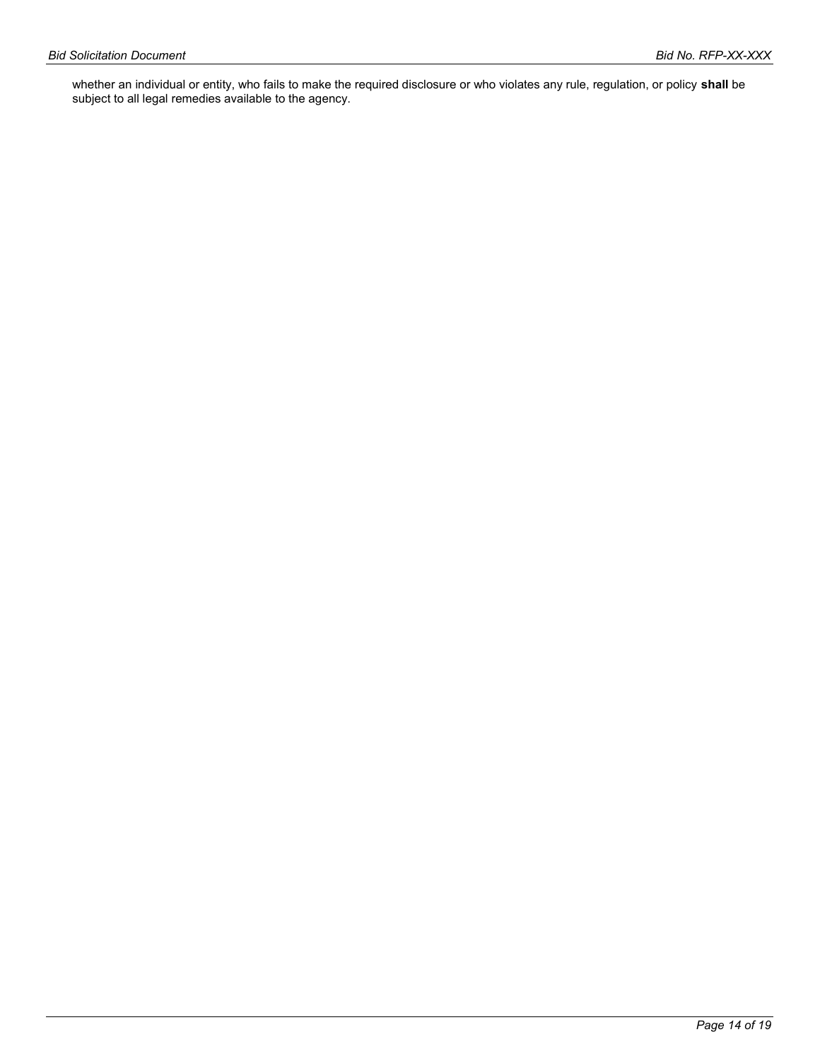whether an individual or entity, who fails to make the required disclosure or who violates any rule, regulation, or policy **shall** be subject to all legal remedies available to the agency.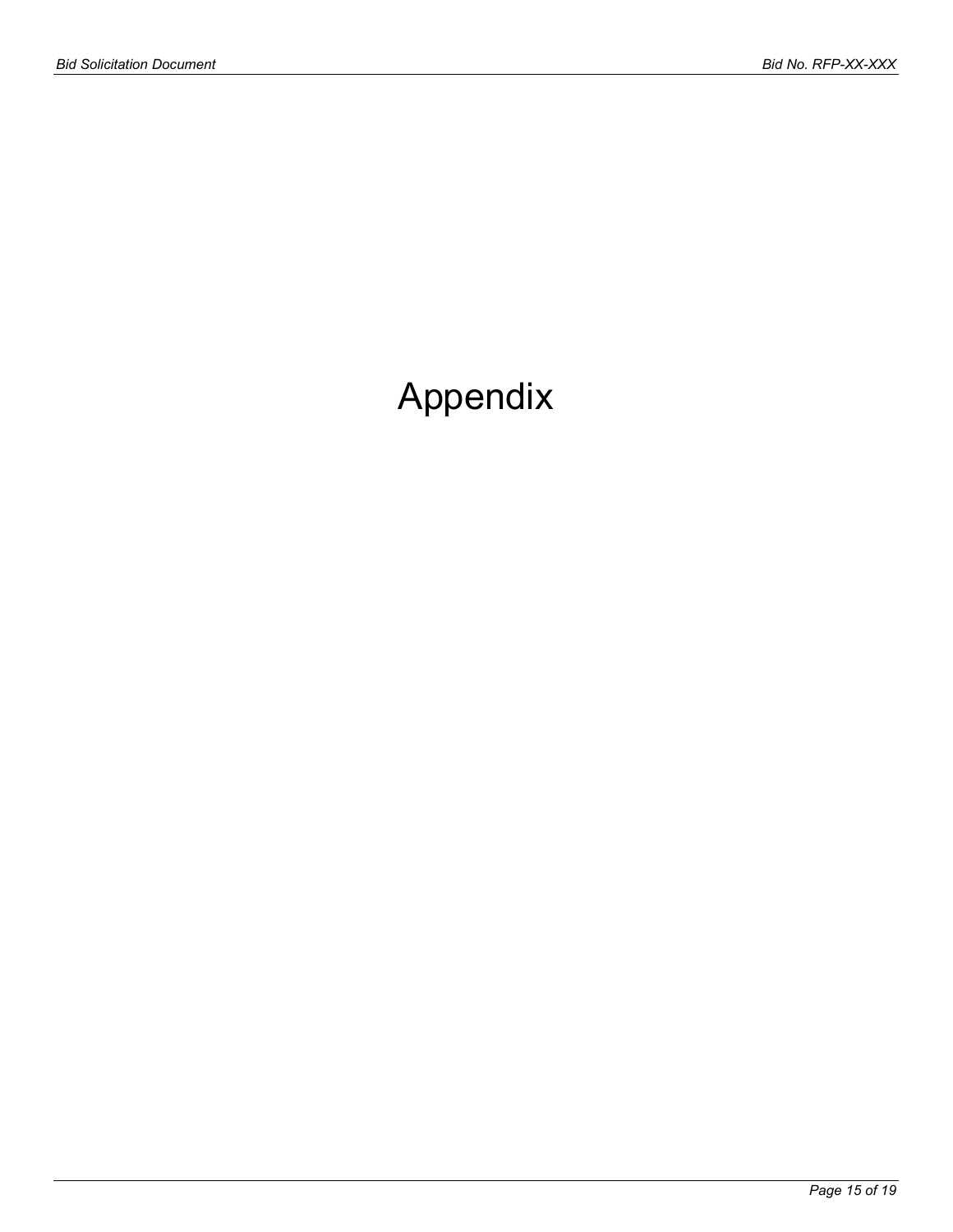# Appendix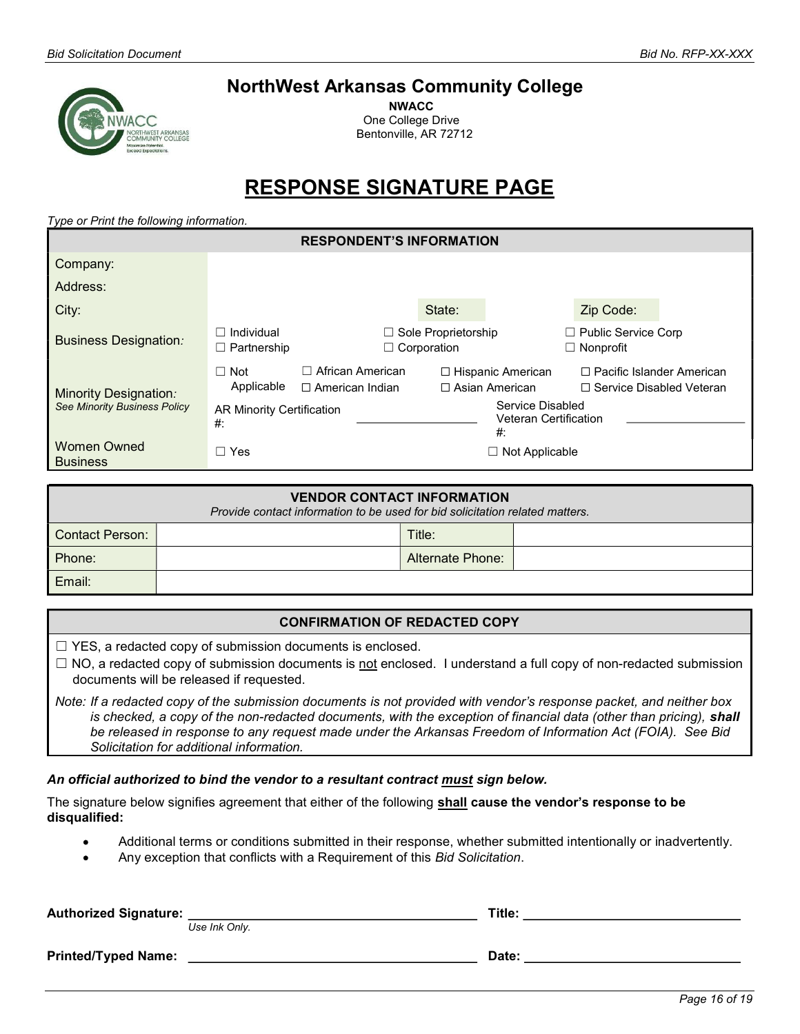# NorthWest Arkansas Community College

**NWACC**
One College Drive
Bentonville, AR 72712

## RESPONSE SIGNATURE PAGE

*Type or Print the following information.*

| RESPONDENT'S INFORMATION | | | | | |
|---|---|---|---|---|---|
| Company: | | | | | |
| Address: | | | | | |
| City: | | State: | | Zip Code: | |
| Business Designation: | ☐ Individual ☐ Partnership | ☐ Sole Proprietorship ☐ Corporation | | ☐ Public Service Corp ☐ Nonprofit | |
| Minority Designation: *See Minority Business Policy* | ☐ Not Applicable | ☐ African American ☐ American Indian | ☐ Hispanic American ☐ Asian American | ☐ Pacific Islander American ☐ Service Disabled Veteran | |
| | AR Minority Certification #: | | Service Disabled Veteran Certification #: | | |
| Women Owned Business | ☐ Yes | | ☐ Not Applicable | | |

| VENDOR CONTACT INFORMATION *Provide contact information to be used for bid solicitation related matters.* | | | |
|---|---|---|---|
| Contact Person: | | Title: | |
| Phone: | | Alternate Phone: | |
| Email: | | | |

**CONFIRMATION OF REDACTED COPY**

☐ YES, a redacted copy of submission documents is enclosed.

☐ NO, a redacted copy of submission documents is not enclosed. I understand a full copy of non-redacted submission documents will be released if requested.

*Note: If a redacted copy of the submission documents is not provided with vendor's response packet, and neither box is checked, a copy of the non-redacted documents, with the exception of financial data (other than pricing), **shall** be released in response to any request made under the Arkansas Freedom of Information Act (FOIA). See Bid Solicitation for additional information.*

***An official authorized to bind the vendor to a resultant contract must sign below.***

The signature below signifies agreement that either of the following **shall cause the vendor's response to be disqualified:**

- Additional terms or conditions submitted in their response, whether submitted intentionally or inadvertently.
- Any exception that conflicts with a Requirement of this *Bid Solicitation*.

**Authorized Signature:** ______________________________ **Title:** ______________________
*Use Ink Only.*

**Printed/Typed Name:** ______________________________ **Date:** ______________________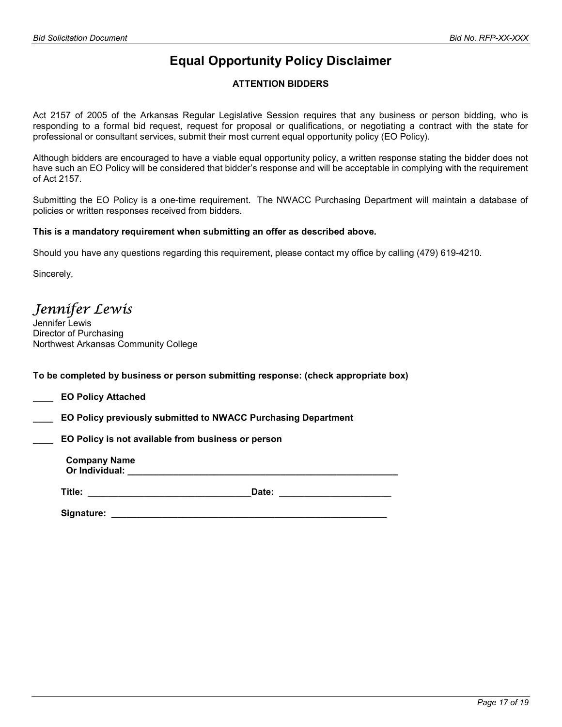# Equal Opportunity Policy Disclaimer

**ATTENTION BIDDERS**

Act 2157 of 2005 of the Arkansas Regular Legislative Session requires that any business or person bidding, who is responding to a formal bid request, request for proposal or qualifications, or negotiating a contract with the state for professional or consultant services, submit their most current equal opportunity policy (EO Policy).

Although bidders are encouraged to have a viable equal opportunity policy, a written response stating the bidder does not have such an EO Policy will be considered that bidder's response and will be acceptable in complying with the requirement of Act 2157.

Submitting the EO Policy is a one-time requirement. The NWACC Purchasing Department will maintain a database of policies or written responses received from bidders.

**This is a mandatory requirement when submitting an offer as described above.**

Should you have any questions regarding this requirement, please contact my office by calling (479) 619-4210.

Sincerely,

*Jennifer Lewis*
Jennifer Lewis
Director of Purchasing
Northwest Arkansas Community College

**To be completed by business or person submitting response: (check appropriate box)**

____ **EO Policy Attached**

____ **EO Policy previously submitted to NWACC Purchasing Department**

____ **EO Policy is not available from business or person**

**Company Name Or Individual:** ________________________________________________________

**Title:** ________________________________ **Date:** ______________________

**Signature:** ________________________________________________________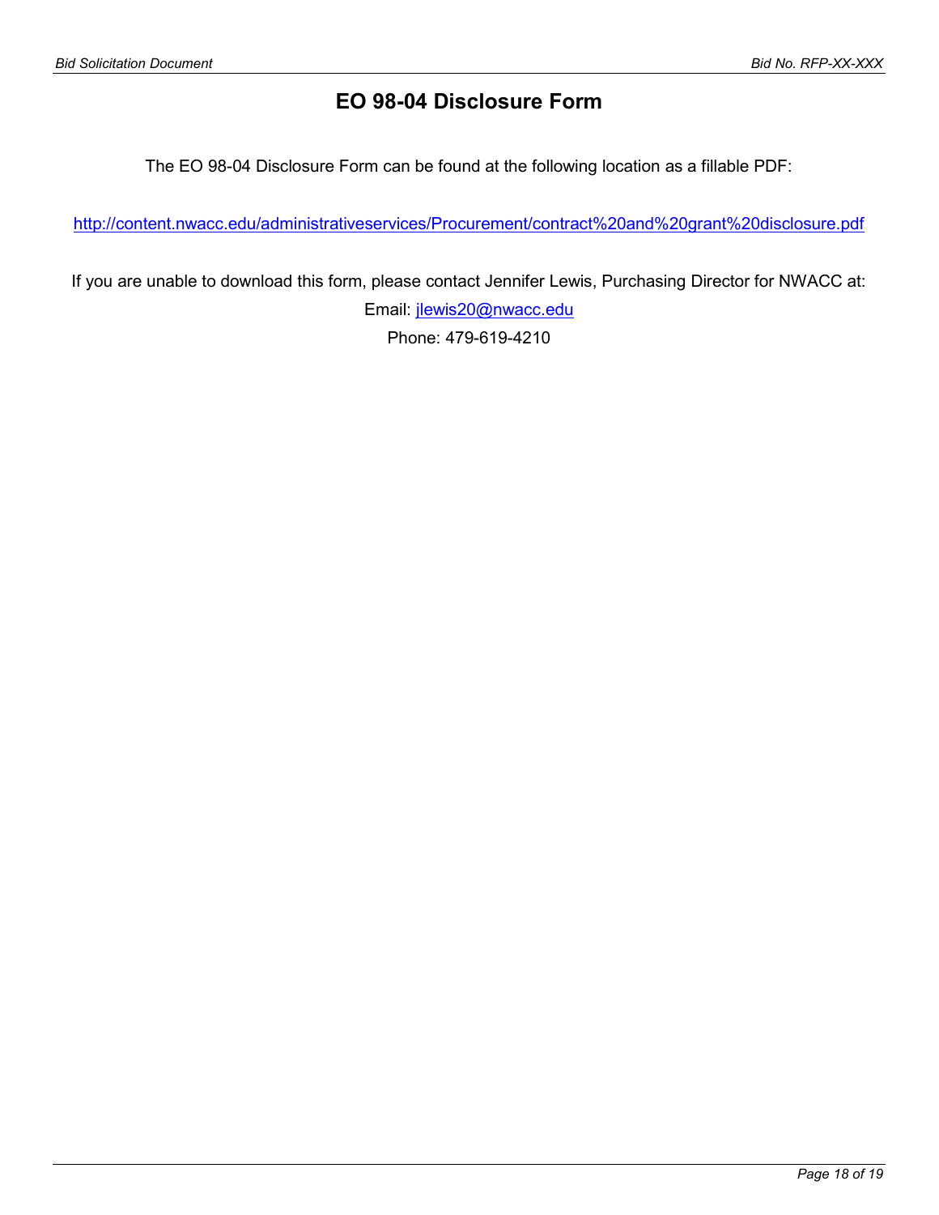# EO 98-04 Disclosure Form

The EO 98-04 Disclosure Form can be found at the following location as a fillable PDF:

http://content.nwacc.edu/administrativeservices/Procurement/contract%20and%20grant%20disclosure.pdf

If you are unable to download this form, please contact Jennifer Lewis, Purchasing Director for NWACC at:

Email: jlewis20@nwacc.edu

Phone: 479-619-4210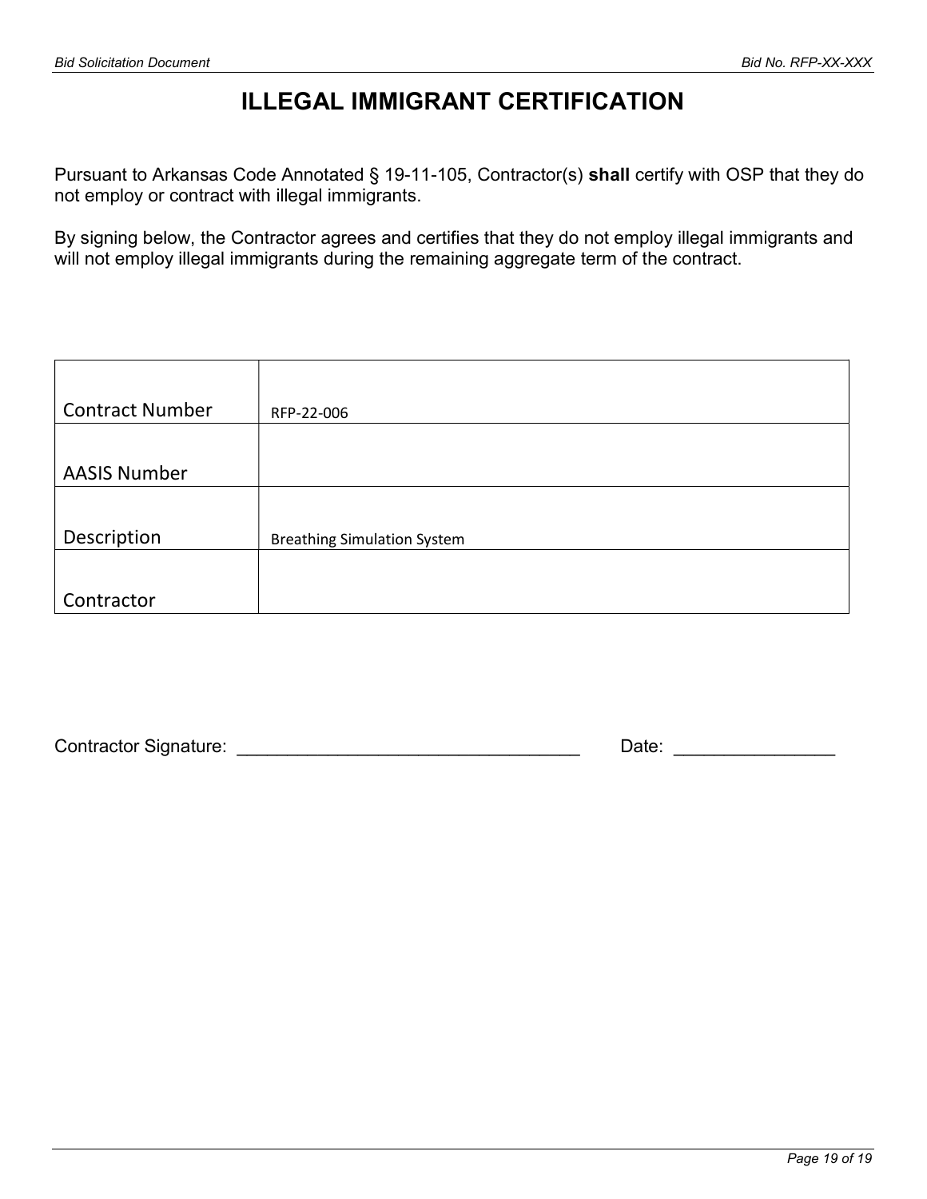# ILLEGAL IMMIGRANT CERTIFICATION

Pursuant to Arkansas Code Annotated § 19-11-105, Contractor(s) **shall** certify with OSP that they do not employ or contract with illegal immigrants.

By signing below, the Contractor agrees and certifies that they do not employ illegal immigrants and will not employ illegal immigrants during the remaining aggregate term of the contract.

| | |
|---|---|
| Contract Number | RFP-22-006 |
| AASIS Number | |
| Description | Breathing Simulation System |
| Contractor | |

Contractor Signature: ___________________________________ Date: ________________